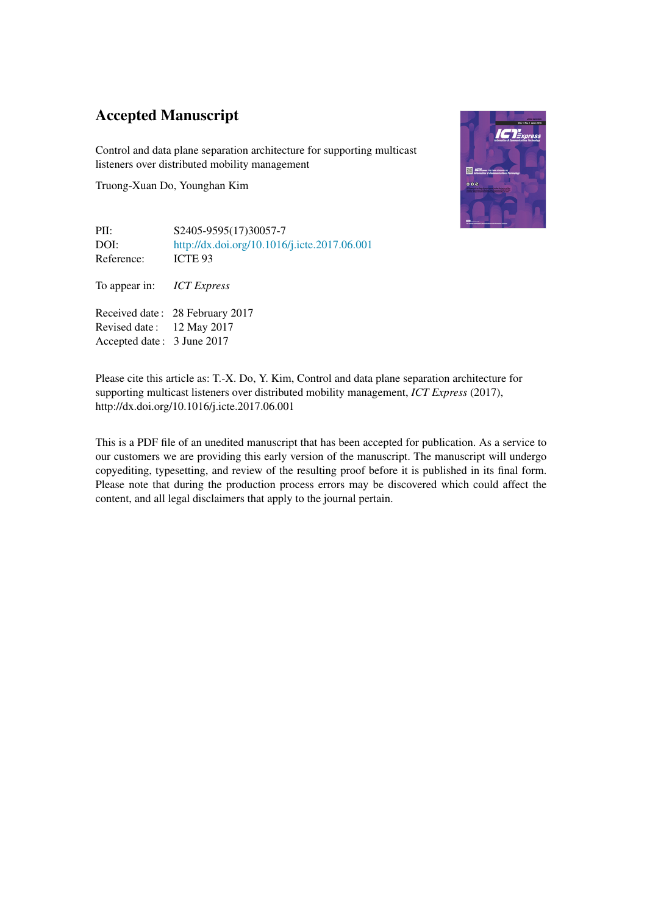# Accepted Manuscript

Control and data plane separation architecture for supporting multicast listeners over distributed mobility management

Truong-Xuan Do, Younghan Kim

| | |
|---|---|
| PII: | S2405-9595(17)30057-7 |
| DOI: | http://dx.doi.org/10.1016/j.icte.2017.06.001 |
| Reference: | ICTE 93 |

To appear in: *ICT Express*

| | |
|---|---|
| Received date : | 28 February 2017 |
| Revised date : | 12 May 2017 |
| Accepted date : | 3 June 2017 |

Please cite this article as: T.-X. Do, Y. Kim, Control and data plane separation architecture for supporting multicast listeners over distributed mobility management, *ICT Express* (2017), http://dx.doi.org/10.1016/j.icte.2017.06.001

This is a PDF file of an unedited manuscript that has been accepted for publication. As a service to our customers we are providing this early version of the manuscript. The manuscript will undergo copyediting, typesetting, and review of the resulting proof before it is published in its final form. Please note that during the production process errors may be discovered which could affect the content, and all legal disclaimers that apply to the journal pertain.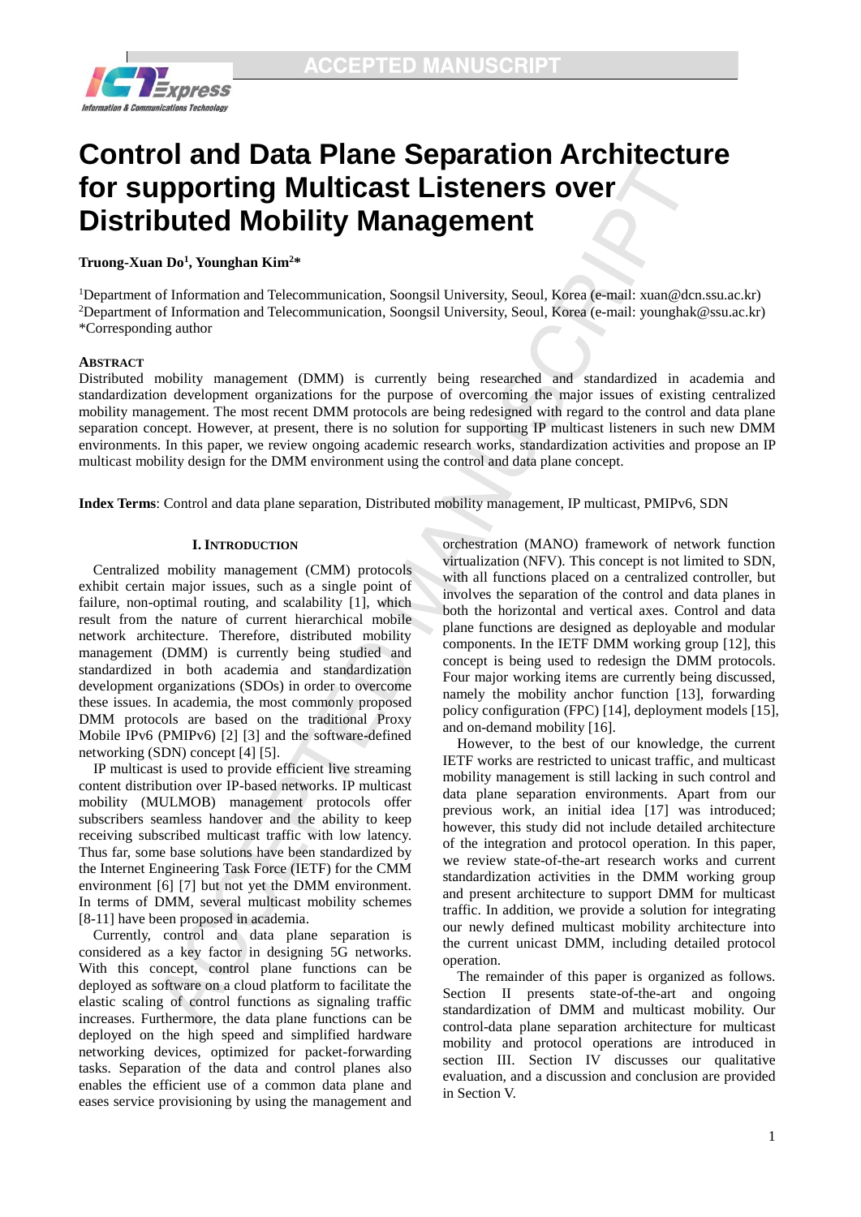# Control and Data Plane Separation Architecture for supporting Multicast Listeners over Distributed Mobility Management

**Truong-Xuan Do[1], Younghan Kim[2]***

[1]Department of Information and Telecommunication, Soongsil University, Seoul, Korea (e-mail: xuan@dcn.ssu.ac.kr)
[2]Department of Information and Telecommunication, Soongsil University, Seoul, Korea (e-mail: younghak@ssu.ac.kr)
*Corresponding author

**ABSTRACT**

Distributed mobility management (DMM) is currently being researched and standardized in academia and standardization development organizations for the purpose of overcoming the major issues of existing centralized mobility management. The most recent DMM protocols are being redesigned with regard to the control and data plane separation concept. However, at present, there is no solution for supporting IP multicast listeners in such new DMM environments. In this paper, we review ongoing academic research works, standardization activities and propose an IP multicast mobility design for the DMM environment using the control and data plane concept.

**Index Terms**: Control and data plane separation, Distributed mobility management, IP multicast, PMIPv6, SDN

## I. INTRODUCTION

Centralized mobility management (CMM) protocols exhibit certain major issues, such as a single point of failure, non-optimal routing, and scalability [1], which result from the nature of current hierarchical mobile network architecture. Therefore, distributed mobility management (DMM) is currently being studied and standardized in both academia and standardization development organizations (SDOs) in order to overcome these issues. In academia, the most commonly proposed DMM protocols are based on the traditional Proxy Mobile IPv6 (PMIPv6) [2] [3] and the software-defined networking (SDN) concept [4] [5].

IP multicast is used to provide efficient live streaming content distribution over IP-based networks. IP multicast mobility (MULMOB) management protocols offer subscribers seamless handover and the ability to keep receiving subscribed multicast traffic with low latency. Thus far, some base solutions have been standardized by the Internet Engineering Task Force (IETF) for the CMM environment [6] [7] but not yet the DMM environment. In terms of DMM, several multicast mobility schemes [8-11] have been proposed in academia.

Currently, control and data plane separation is considered as a key factor in designing 5G networks. With this concept, control plane functions can be deployed as software on a cloud platform to facilitate the elastic scaling of control functions as signaling traffic increases. Furthermore, the data plane functions can be deployed on the high speed and simplified hardware networking devices, optimized for packet-forwarding tasks. Separation of the data and control planes also enables the efficient use of a common data plane and eases service provisioning by using the management and orchestration (MANO) framework of network function virtualization (NFV). This concept is not limited to SDN, with all functions placed on a centralized controller, but involves the separation of the control and data planes in both the horizontal and vertical axes. Control and data plane functions are designed as deployable and modular components. In the IETF DMM working group [12], this concept is being used to redesign the DMM protocols. Four major working items are currently being discussed, namely the mobility anchor function [13], forwarding policy configuration (FPC) [14], deployment models [15], and on-demand mobility [16].

However, to the best of our knowledge, the current IETF works are restricted to unicast traffic, and multicast mobility management is still lacking in such control and data plane separation environments. Apart from our previous work, an initial idea [17] was introduced; however, this study did not include detailed architecture of the integration and protocol operation. In this paper, we review state-of-the-art research works and current standardization activities in the DMM working group and present architecture to support DMM for multicast traffic. In addition, we provide a solution for integrating our newly defined multicast mobility architecture into the current unicast DMM, including detailed protocol operation.

The remainder of this paper is organized as follows. Section II presents state-of-the-art and ongoing standardization of DMM and multicast mobility. Our control-data plane separation architecture for multicast mobility and protocol operations are introduced in section III. Section IV discusses our qualitative evaluation, and a discussion and conclusion are provided in Section V.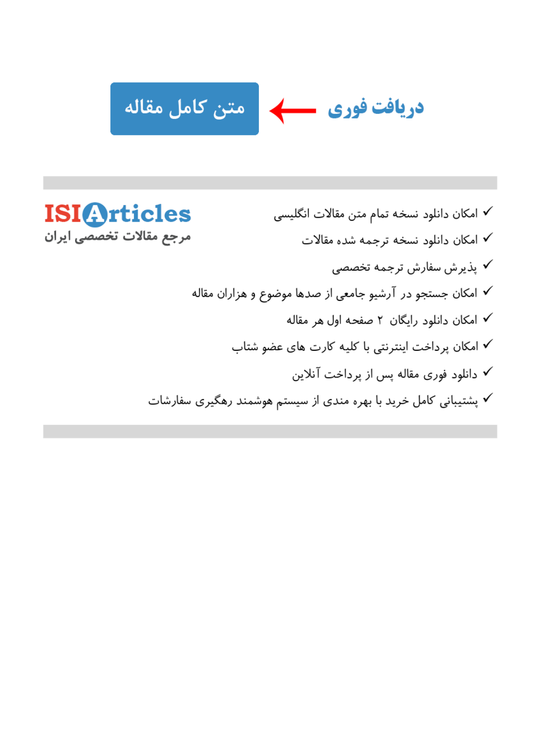دریافت فوری ← متن کامل مقاله

**ISIArticles**
مرجع مقالات تخصصی ایران

- ✓ امکان دانلود نسخه تمام متن مقالات انگلیسی
- ✓ امکان دانلود نسخه ترجمه شده مقالات
- ✓ پذیرش سفارش ترجمه تخصصی
- ✓ امکان جستجو در آرشیو جامعی از صدها موضوع و هزاران مقاله
- ✓ امکان دانلود رایگان ۲ صفحه اول هر مقاله
- ✓ امکان پرداخت اینترنتی با کلیه کارت های عضو شتاب
- ✓ دانلود فوری مقاله پس از پرداخت آنلاین
- ✓ پشتیبانی کامل خرید با بهره مندی از سیستم هوشمند رهگیری سفارشات